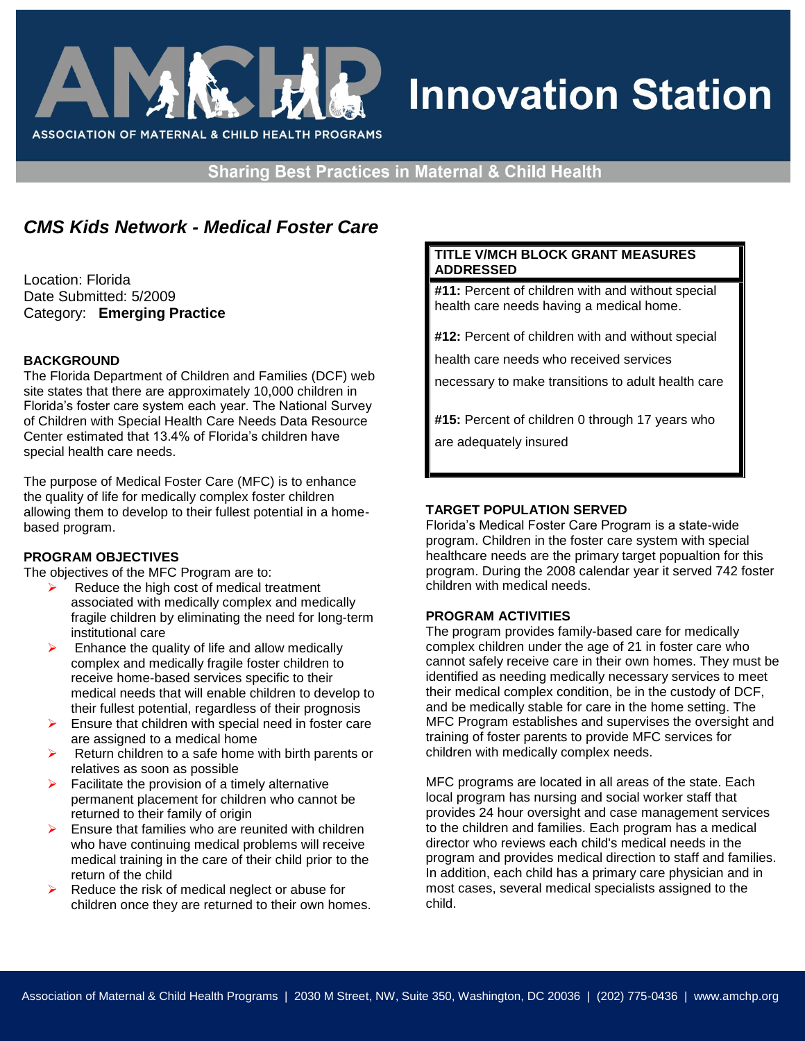# Innovation Station

**Sharing Best Practices in Maternal & Child Health**

## *CMS Kids Network - Medical Foster Care*

Location: Florida
Date Submitted: 5/2009
Category: **Emerging Practice**

### BACKGROUND

The Florida Department of Children and Families (DCF) web site states that there are approximately 10,000 children in Florida's foster care system each year. The National Survey of Children with Special Health Care Needs Data Resource Center estimated that 13.4% of Florida's children have special health care needs.

The purpose of Medical Foster Care (MFC) is to enhance the quality of life for medically complex foster children allowing them to develop to their fullest potential in a home-based program.

### PROGRAM OBJECTIVES

The objectives of the MFC Program are to:

- Reduce the high cost of medical treatment associated with medically complex and medically fragile children by eliminating the need for long-term institutional care
- Enhance the quality of life and allow medically complex and medically fragile foster children to receive home-based services specific to their medical needs that will enable children to develop to their fullest potential, regardless of their prognosis
- Ensure that children with special need in foster care are assigned to a medical home
- Return children to a safe home with birth parents or relatives as soon as possible
- Facilitate the provision of a timely alternative permanent placement for children who cannot be returned to their family of origin
- Ensure that families who are reunited with children who have continuing medical problems will receive medical training in the care of their child prior to the return of the child
- Reduce the risk of medical neglect or abuse for children once they are returned to their own homes.

### TITLE V/MCH BLOCK GRANT MEASURES ADDRESSED

**#11:** Percent of children with and without special health care needs having a medical home.

**#12:** Percent of children with and without special health care needs who received services necessary to make transitions to adult health care

**#15:** Percent of children 0 through 17 years who are adequately insured

### TARGET POPULATION SERVED

Florida's Medical Foster Care Program is a state-wide program. Children in the foster care system with special healthcare needs are the primary target popualtion for this program. During the 2008 calendar year it served 742 foster children with medical needs.

### PROGRAM ACTIVITIES

The program provides family-based care for medically complex children under the age of 21 in foster care who cannot safely receive care in their own homes. They must be identified as needing medically necessary services to meet their medical complex condition, be in the custody of DCF, and be medically stable for care in the home setting. The MFC Program establishes and supervises the oversight and training of foster parents to provide MFC services for children with medically complex needs.

MFC programs are located in all areas of the state. Each local program has nursing and social worker staff that provides 24 hour oversight and case management services to the children and families. Each program has a medical director who reviews each child's medical needs in the program and provides medical direction to staff and families. In addition, each child has a primary care physician and in most cases, several medical specialists assigned to the child.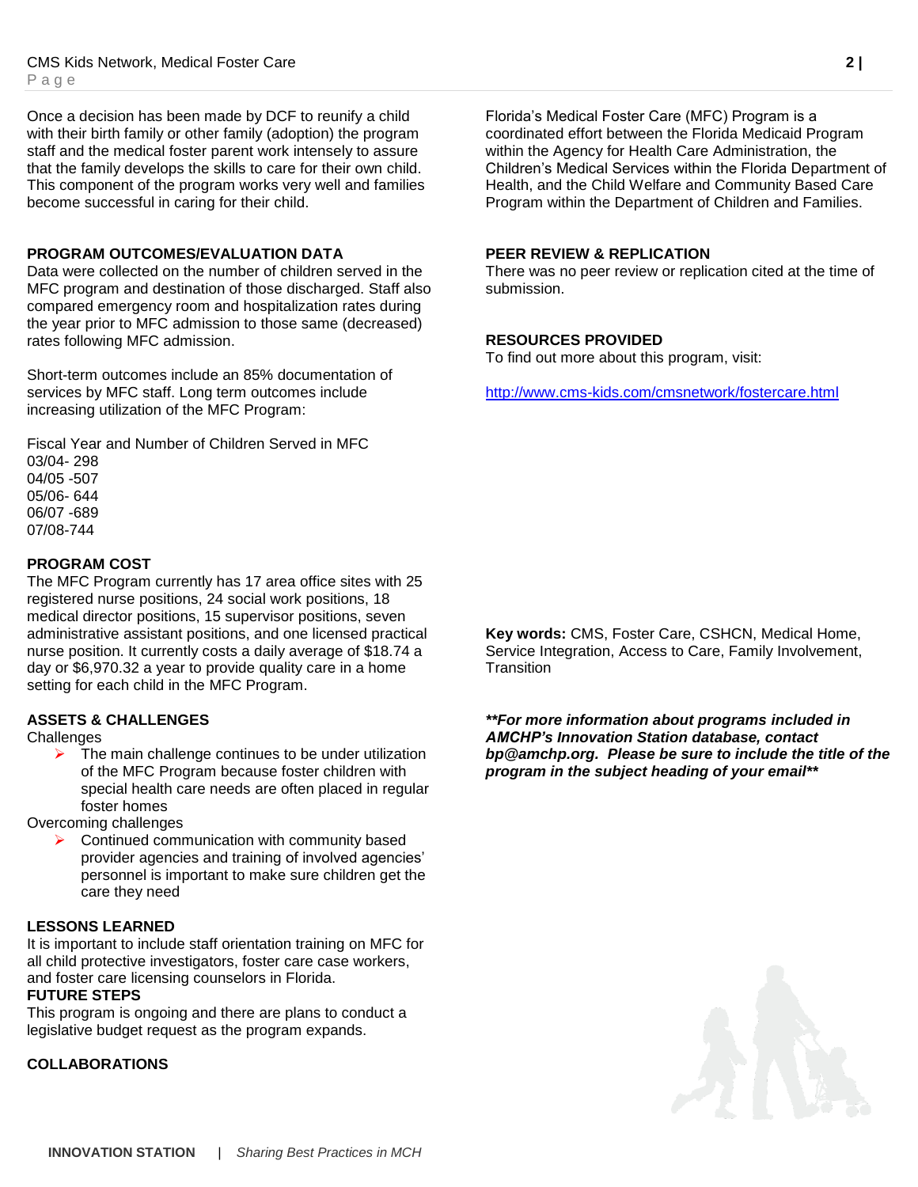Once a decision has been made by DCF to reunify a child with their birth family or other family (adoption) the program staff and the medical foster parent work intensely to assure that the family develops the skills to care for their own child. This component of the program works very well and families become successful in caring for their child.

**PROGRAM OUTCOMES/EVALUATION DATA**

Data were collected on the number of children served in the MFC program and destination of those discharged. Staff also compared emergency room and hospitalization rates during the year prior to MFC admission to those same (decreased) rates following MFC admission.

Short-term outcomes include an 85% documentation of services by MFC staff. Long term outcomes include increasing utilization of the MFC Program:

Fiscal Year and Number of Children Served in MFC
03/04- 298
04/05 -507
05/06- 644
06/07 -689
07/08-744

**PROGRAM COST**

The MFC Program currently has 17 area office sites with 25 registered nurse positions, 24 social work positions, 18 medical director positions, 15 supervisor positions, seven administrative assistant positions, and one licensed practical nurse position. It currently costs a daily average of $18.74 a day or $6,970.32 a year to provide quality care in a home setting for each child in the MFC Program.

**ASSETS & CHALLENGES**

Challenges

- The main challenge continues to be under utilization of the MFC Program because foster children with special health care needs are often placed in regular foster homes

Overcoming challenges

- Continued communication with community based provider agencies and training of involved agencies' personnel is important to make sure children get the care they need

**LESSONS LEARNED**

It is important to include staff orientation training on MFC for all child protective investigators, foster care case workers, and foster care licensing counselors in Florida.

**FUTURE STEPS**

This program is ongoing and there are plans to conduct a legislative budget request as the program expands.

**COLLABORATIONS**

Florida's Medical Foster Care (MFC) Program is a coordinated effort between the Florida Medicaid Program within the Agency for Health Care Administration, the Children's Medical Services within the Florida Department of Health, and the Child Welfare and Community Based Care Program within the Department of Children and Families.

**PEER REVIEW & REPLICATION**

There was no peer review or replication cited at the time of submission.

**RESOURCES PROVIDED**

To find out more about this program, visit:

http://www.cms-kids.com/cmsnetwork/fostercare.html

**Key words:** CMS, Foster Care, CSHCN, Medical Home, Service Integration, Access to Care, Family Involvement, Transition

***For more information about programs included in AMCHP's Innovation Station database, contact bp@amchp.org. Please be sure to include the title of the program in the subject heading of your email***